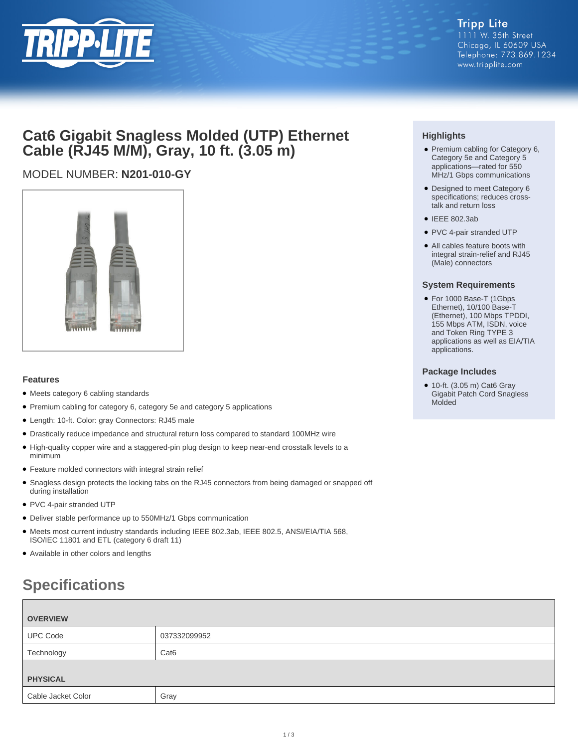Tripp Lite
1111 W. 35th Street
Chicago, IL 60609 USA
Telephone: 773.869.1234
www.tripplite.com

# Cat6 Gigabit Snagless Molded (UTP) Ethernet Cable (RJ45 M/M), Gray, 10 ft. (3.05 m)

MODEL NUMBER: **N201-010-GY**

### Highlights

- Premium cabling for Category 6, Category 5e and Category 5 applications—rated for 550 MHz/1 Gbps communications
- Designed to meet Category 6 specifications; reduces cross-talk and return loss
- IEEE 802.3ab
- PVC 4-pair stranded UTP
- All cables feature boots with integral strain-relief and RJ45 (Male) connectors

### System Requirements

- For 1000 Base-T (1Gbps Ethernet), 10/100 Base-T (Ethernet), 100 Mbps TPDDI, 155 Mbps ATM, ISDN, voice and Token Ring TYPE 3 applications as well as EIA/TIA applications.

### Package Includes

- 10-ft. (3.05 m) Cat6 Gray Gigabit Patch Cord Snagless Molded

### Features

- Meets category 6 cabling standards
- Premium cabling for category 6, category 5e and category 5 applications
- Length: 10-ft. Color: gray Connectors: RJ45 male
- Drastically reduce impedance and structural return loss compared to standard 100MHz wire
- High-quality copper wire and a staggered-pin plug design to keep near-end crosstalk levels to a minimum
- Feature molded connectors with integral strain relief
- Snagless design protects the locking tabs on the RJ45 connectors from being damaged or snapped off during installation
- PVC 4-pair stranded UTP
- Deliver stable performance up to 550MHz/1 Gbps communication
- Meets most current industry standards including IEEE 802.3ab, IEEE 802.5, ANSI/EIA/TIA 568, ISO/IEC 11801 and ETL (category 6 draft 11)
- Available in other colors and lengths

## Specifications

| **OVERVIEW** | |
|---|---|
| UPC Code | 037332099952 |
| Technology | Cat6 |
| **PHYSICAL** | |
| Cable Jacket Color | Gray |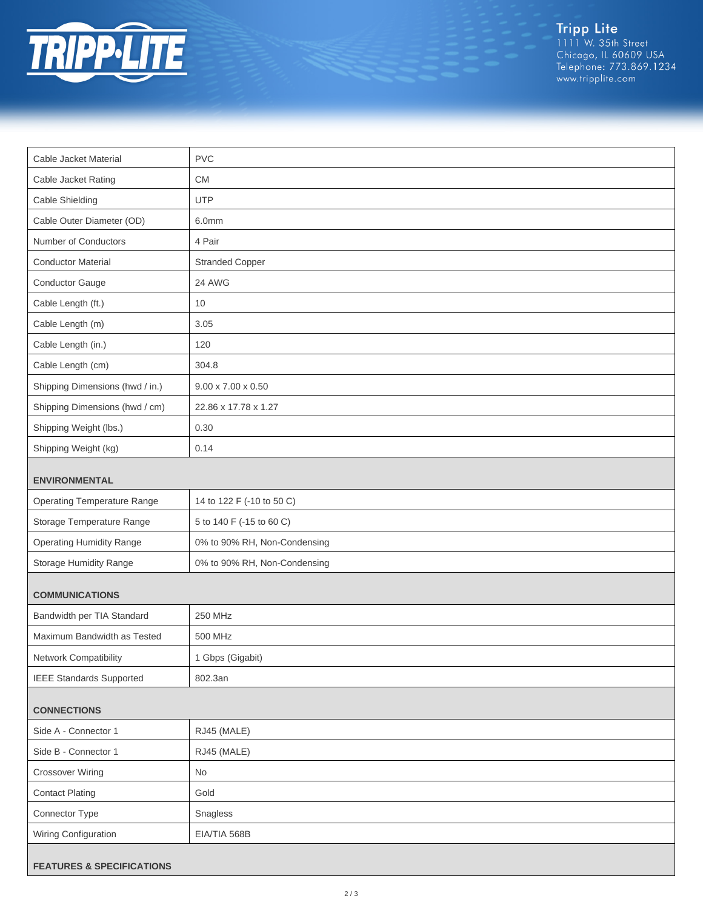| | |
|---|---|
| Cable Jacket Material | PVC |
| Cable Jacket Rating | CM |
| Cable Shielding | UTP |
| Cable Outer Diameter (OD) | 6.0mm |
| Number of Conductors | 4 Pair |
| Conductor Material | Stranded Copper |
| Conductor Gauge | 24 AWG |
| Cable Length (ft.) | 10 |
| Cable Length (m) | 3.05 |
| Cable Length (in.) | 120 |
| Cable Length (cm) | 304.8 |
| Shipping Dimensions (hwd / in.) | 9.00 x 7.00 x 0.50 |
| Shipping Dimensions (hwd / cm) | 22.86 x 17.78 x 1.27 |
| Shipping Weight (lbs.) | 0.30 |
| Shipping Weight (kg) | 0.14 |
| **ENVIRONMENTAL** | |
| Operating Temperature Range | 14 to 122 F (-10 to 50 C) |
| Storage Temperature Range | 5 to 140 F (-15 to 60 C) |
| Operating Humidity Range | 0% to 90% RH, Non-Condensing |
| Storage Humidity Range | 0% to 90% RH, Non-Condensing |
| **COMMUNICATIONS** | |
| Bandwidth per TIA Standard | 250 MHz |
| Maximum Bandwidth as Tested | 500 MHz |
| Network Compatibility | 1 Gbps (Gigabit) |
| IEEE Standards Supported | 802.3an |
| **CONNECTIONS** | |
| Side A - Connector 1 | RJ45 (MALE) |
| Side B - Connector 1 | RJ45 (MALE) |
| Crossover Wiring | No |
| Contact Plating | Gold |
| Connector Type | Snagless |
| Wiring Configuration | EIA/TIA 568B |
| **FEATURES & SPECIFICATIONS** | |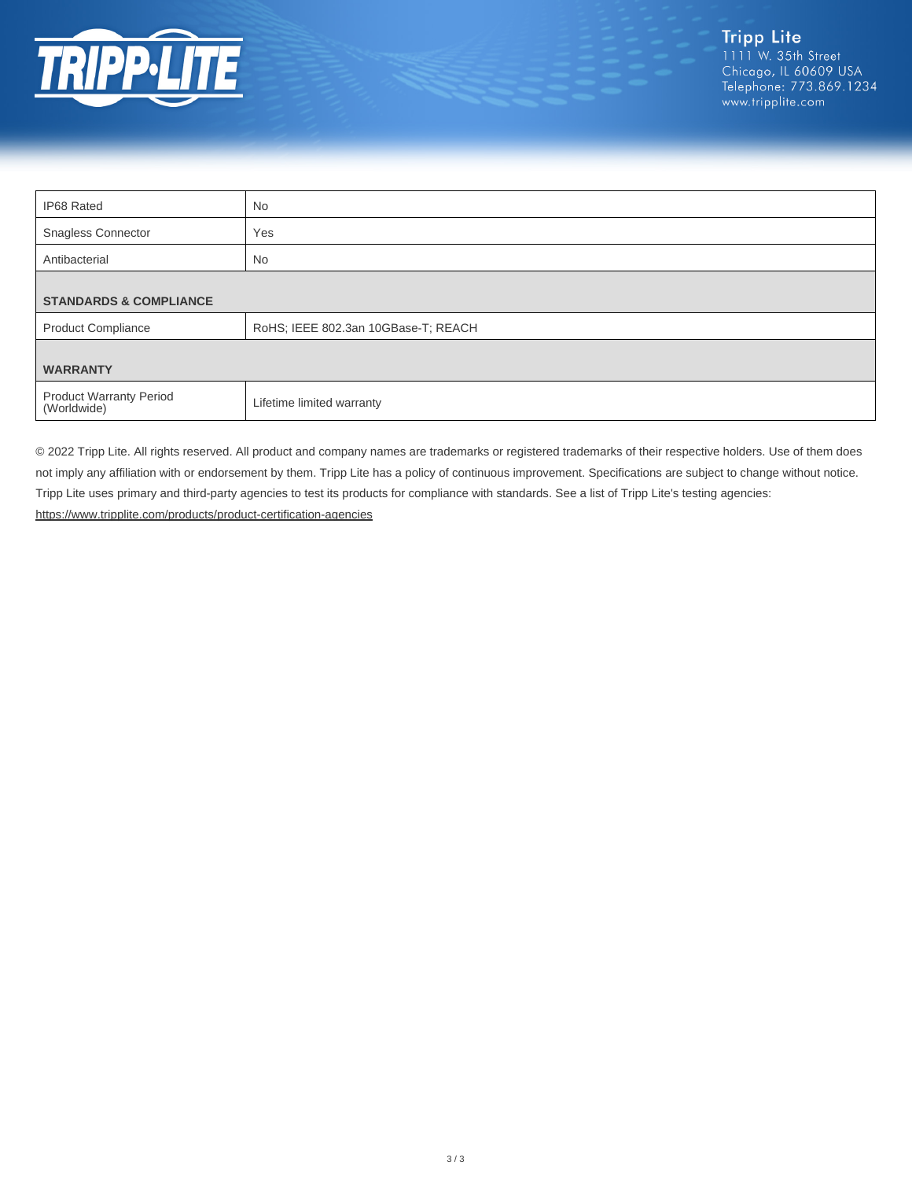| | |
|---|---|
| IP68 Rated | No |
| Snagless Connector | Yes |
| Antibacterial | No |
| **STANDARDS & COMPLIANCE** | |
| Product Compliance | RoHS; IEEE 802.3an 10GBase-T; REACH |
| **WARRANTY** | |
| Product Warranty Period (Worldwide) | Lifetime limited warranty |

© 2022 Tripp Lite. All rights reserved. All product and company names are trademarks or registered trademarks of their respective holders. Use of them does not imply any affiliation with or endorsement by them. Tripp Lite has a policy of continuous improvement. Specifications are subject to change without notice. Tripp Lite uses primary and third-party agencies to test its products for compliance with standards. See a list of Tripp Lite's testing agencies: https://www.tripplite.com/products/product-certification-agencies